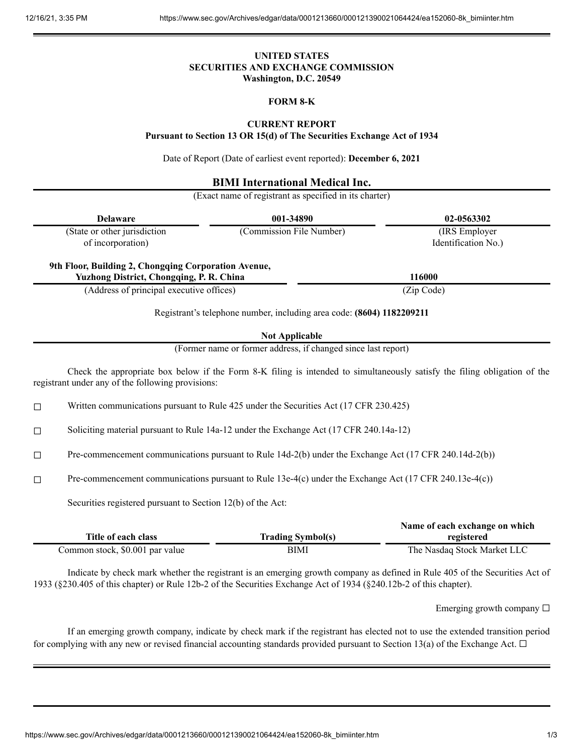**UNITED STATES**
**SECURITIES AND EXCHANGE COMMISSION**
**Washington, D.C. 20549**

**FORM 8-K**

**CURRENT REPORT**
**Pursuant to Section 13 OR 15(d) of The Securities Exchange Act of 1934**

Date of Report (Date of earliest event reported): **December 6, 2021**

**BIMI International Medical Inc.**
(Exact name of registrant as specified in its charter)

| **Delaware** | **001-34890** | **02-0563302** |
|---|---|---|
| (State or other jurisdiction of incorporation) | (Commission File Number) | (IRS Employer Identification No.) |

| **9th Floor, Building 2, Chongqing Corporation Avenue, Yuzhong District, Chongqing, P. R. China** | **116000** |
|---|---|
| (Address of principal executive offices) | (Zip Code) |

Registrant's telephone number, including area code: **(8604) 1182209211**

**Not Applicable**
(Former name or former address, if changed since last report)

Check the appropriate box below if the Form 8-K filing is intended to simultaneously satisfy the filing obligation of the registrant under any of the following provisions:

☐ Written communications pursuant to Rule 425 under the Securities Act (17 CFR 230.425)

☐ Soliciting material pursuant to Rule 14a-12 under the Exchange Act (17 CFR 240.14a-12)

☐ Pre-commencement communications pursuant to Rule 14d-2(b) under the Exchange Act (17 CFR 240.14d-2(b))

☐ Pre-commencement communications pursuant to Rule 13e-4(c) under the Exchange Act (17 CFR 240.13e-4(c))

Securities registered pursuant to Section 12(b) of the Act:

| Title of each class | Trading Symbol(s) | Name of each exchange on which registered |
|---|---|---|
| Common stock, $0.001 par value | BIMI | The Nasdaq Stock Market LLC |

Indicate by check mark whether the registrant is an emerging growth company as defined in Rule 405 of the Securities Act of 1933 (§230.405 of this chapter) or Rule 12b-2 of the Securities Exchange Act of 1934 (§240.12b-2 of this chapter).

Emerging growth company ☐

If an emerging growth company, indicate by check mark if the registrant has elected not to use the extended transition period for complying with any new or revised financial accounting standards provided pursuant to Section 13(a) of the Exchange Act. ☐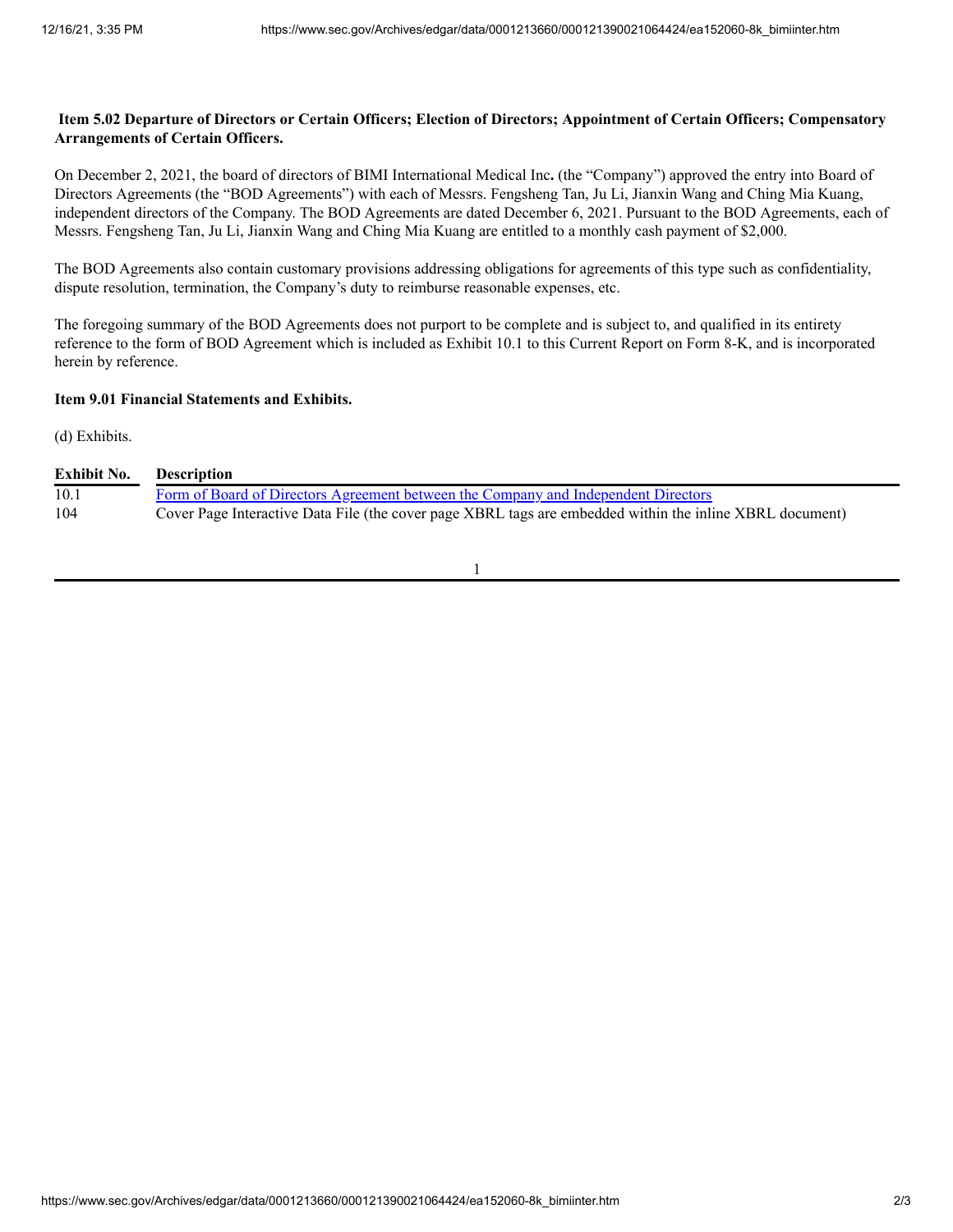**Item 5.02 Departure of Directors or Certain Officers; Election of Directors; Appointment of Certain Officers; Compensatory Arrangements of Certain Officers.**

On December 2, 2021, the board of directors of BIMI International Medical Inc**.** (the "Company") approved the entry into Board of Directors Agreements (the "BOD Agreements") with each of Messrs. Fengsheng Tan, Ju Li, Jianxin Wang and Ching Mia Kuang, independent directors of the Company. The BOD Agreements are dated December 6, 2021. Pursuant to the BOD Agreements, each of Messrs. Fengsheng Tan, Ju Li, Jianxin Wang and Ching Mia Kuang are entitled to a monthly cash payment of $2,000.

The BOD Agreements also contain customary provisions addressing obligations for agreements of this type such as confidentiality, dispute resolution, termination, the Company's duty to reimburse reasonable expenses, etc.

The foregoing summary of the BOD Agreements does not purport to be complete and is subject to, and qualified in its entirety reference to the form of BOD Agreement which is included as Exhibit 10.1 to this Current Report on Form 8-K, and is incorporated herein by reference.

**Item 9.01 Financial Statements and Exhibits.**

(d) Exhibits.

| Exhibit No. | Description |
|---|---|
| 10.1 | Form of Board of Directors Agreement between the Company and Independent Directors |
| 104 | Cover Page Interactive Data File (the cover page XBRL tags are embedded within the inline XBRL document) |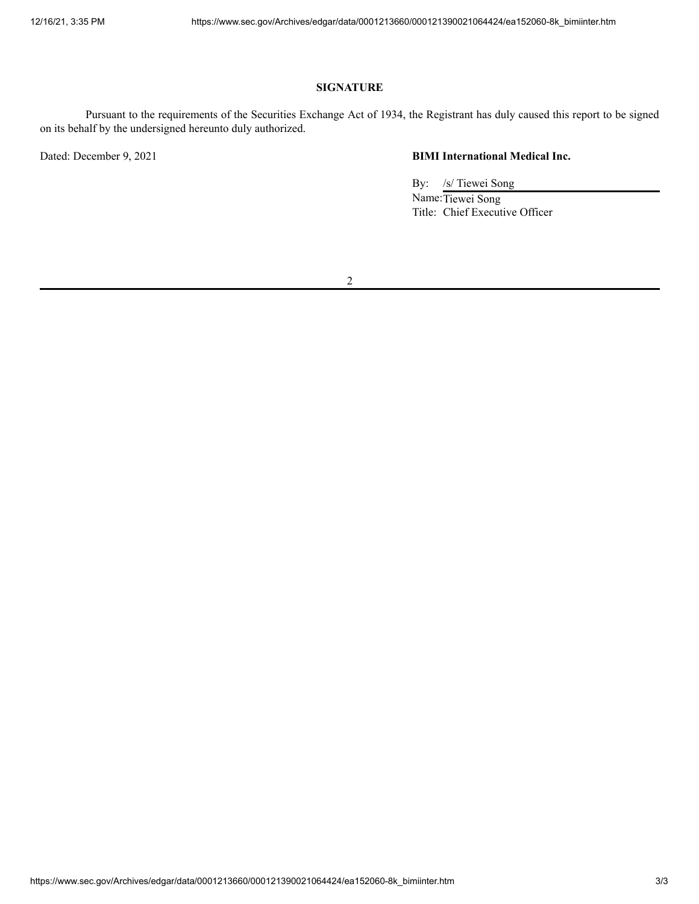**SIGNATURE**

Pursuant to the requirements of the Securities Exchange Act of 1934, the Registrant has duly caused this report to be signed on its behalf by the undersigned hereunto duly authorized.

Dated: December 9, 2021

**BIMI International Medical Inc.**

By: /s/ Tiewei Song

Name: Tiewei Song

Title: Chief Executive Officer